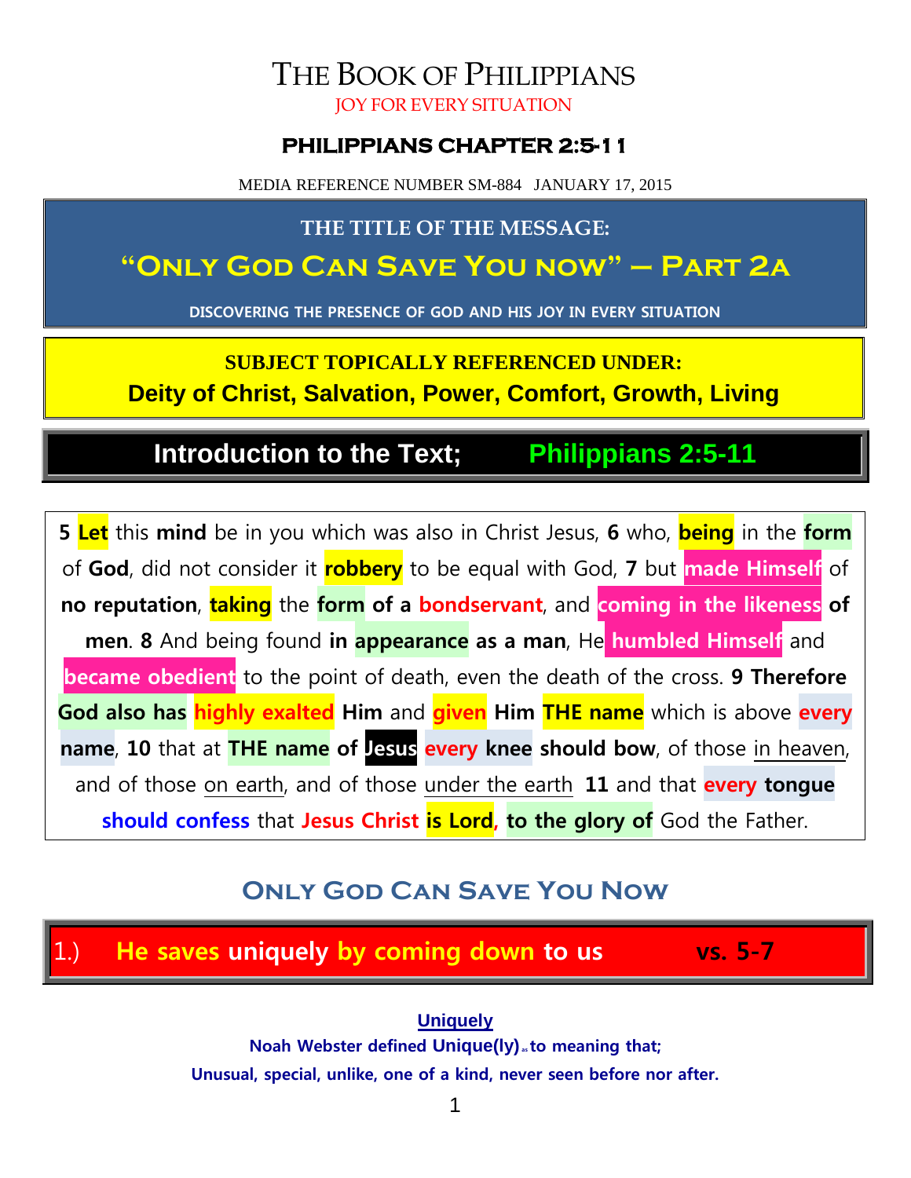# THE BOOK OF PHILIPPIANS

JOY FOR EVERY SITUATION

## PHILIPPIANS CHAPTER 2:5-11

MEDIA REFERENCE NUMBER SM-884 JANUARY 17, 2015

**THE TITLE OF THE MESSAGE:**

## "ONLY GOD CAN SAVE YOU NOW" – PART 2A

**DISCOVERING THE PRESENCE OF GOD AND HIS JOY IN EVERY SITUATION**

**SUBJECT TOPICALLY REFERENCED UNDER:**

**Deity of Christ, Salvation, Power, Comfort, Growth, Living**

## Introduction to the Text; Philippians 2:5-11

**5 Let** this **mind** be in you which was also in Christ Jesus, **6** who, **being** in the **form** of **God**, did not consider it **robbery** to be equal with God, **7** but **made Himself** of **no reputation**, **taking** the **form of a bondservant**, and **coming in the likeness of men**. **8** And being found **in appearance as a man**, He **humbled Himself** and **became obedient** to the point of death, even the death of the cross. **9 Therefore God also has highly exalted Him** and **given Him THE name** which is above **every name**, **10** that at **THE name of Jesus every knee should bow**, of those in heaven, and of those on earth, and of those under the earth **11** and that **every tongue should confess** that **Jesus Christ is Lord, to the glory of** God the Father.

## ONLY GOD CAN SAVE YOU NOW

### 1.) He saves uniquely by coming down to us vs. 5-7

**Uniquely**

**Noah Webster defined Unique(ly) as to meaning that;**

**Unusual, special, unlike, one of a kind, never seen before nor after.**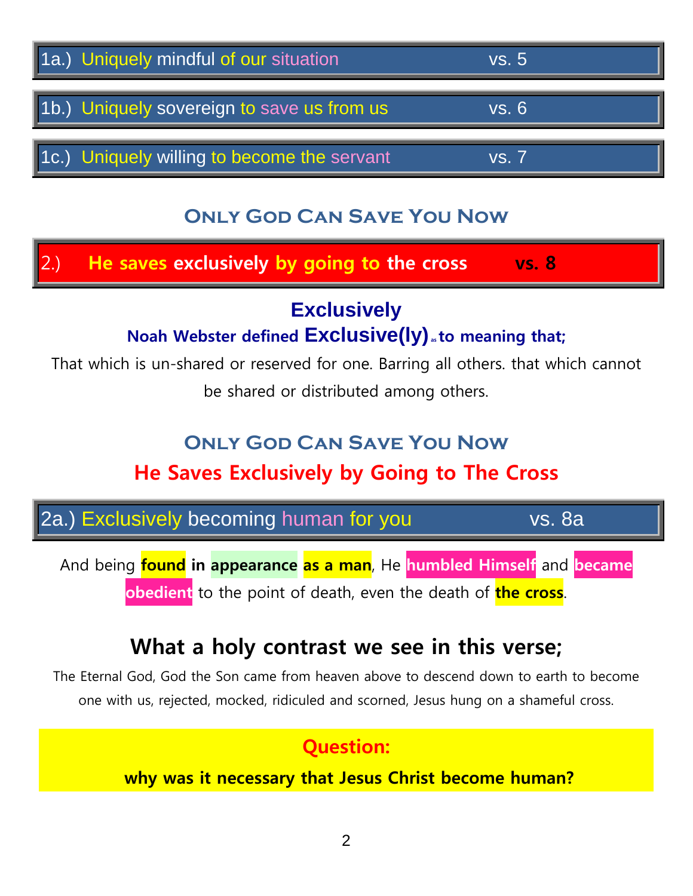**1a.) Uniquely mindful of our situation vs. 5**

**1b.) Uniquely sovereign to save us from us vs. 6**

**1c.) Uniquely willing to become the servant vs. 7**

## Only God Can Save You Now

**2.) He saves exclusively by going to the cross vs. 8**

### Exclusively

**Noah Webster defined Exclusive(ly) as to meaning that;**

That which is un-shared or reserved for one. Barring all others. that which cannot be shared or distributed among others.

## Only God Can Save You Now

## He Saves Exclusively by Going to The Cross

**2a.) Exclusively becoming human for you vs. 8a**

And being **found** **in** **appearance** **as a man**, He **humbled Himself** and **became obedient** to the point of death, even the death of **the cross**.

### What a holy contrast we see in this verse;

The Eternal God, God the Son came from heaven above to descend down to earth to become one with us, rejected, mocked, ridiculed and scorned, Jesus hung on a shameful cross.

**Question:**

**why was it necessary that Jesus Christ become human?**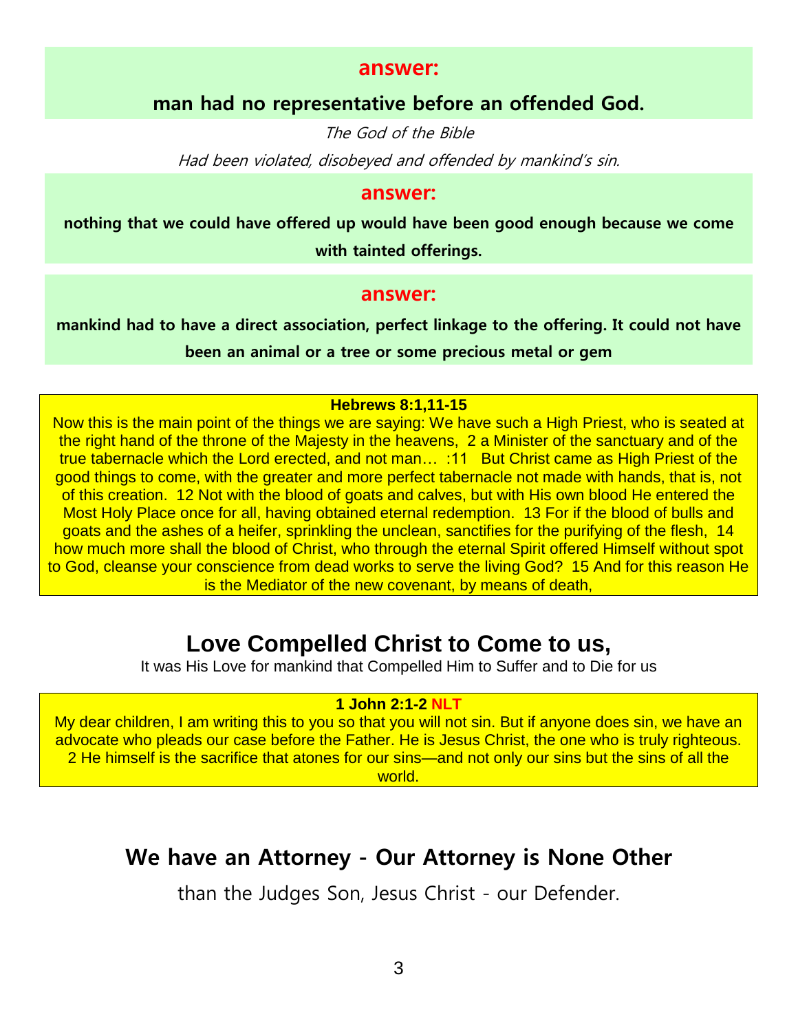**answer:**

**man had no representative before an offended God.**

*The God of the Bible*

*Had been violated, disobeyed and offended by mankind's sin.*

**answer:**

**nothing that we could have offered up would have been good enough because we come with tainted offerings.**

**answer:**

**mankind had to have a direct association, perfect linkage to the offering. It could not have been an animal or a tree or some precious metal or gem**

**Hebrews 8:1,11-15**

Now this is the main point of the things we are saying: We have such a High Priest, who is seated at the right hand of the throne of the Majesty in the heavens, 2 a Minister of the sanctuary and of the true tabernacle which the Lord erected, and not man… :11 But Christ came as High Priest of the good things to come, with the greater and more perfect tabernacle not made with hands, that is, not of this creation. 12 Not with the blood of goats and calves, but with His own blood He entered the Most Holy Place once for all, having obtained eternal redemption. 13 For if the blood of bulls and goats and the ashes of a heifer, sprinkling the unclean, sanctifies for the purifying of the flesh, 14 how much more shall the blood of Christ, who through the eternal Spirit offered Himself without spot to God, cleanse your conscience from dead works to serve the living God? 15 And for this reason He is the Mediator of the new covenant, by means of death,

## Love Compelled Christ to Come to us,

It was His Love for mankind that Compelled Him to Suffer and to Die for us

**1 John 2:1-2 NLT**

My dear children, I am writing this to you so that you will not sin. But if anyone does sin, we have an advocate who pleads our case before the Father. He is Jesus Christ, the one who is truly righteous. 2 He himself is the sacrifice that atones for our sins—and not only our sins but the sins of all the world.

## We have an Attorney - Our Attorney is None Other

than the Judges Son, Jesus Christ - our Defender.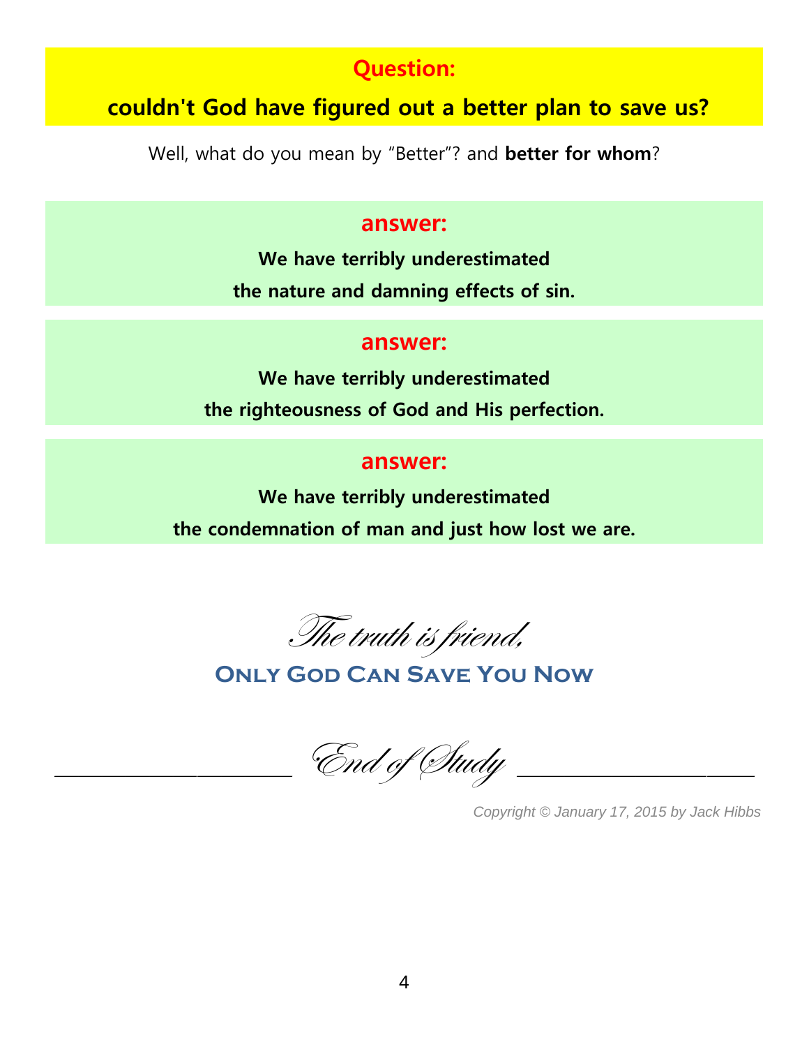## Question:

## couldn't God have figured out a better plan to save us?

Well, what do you mean by “Better”? and **better for whom**?

**answer:**

**We have terribly underestimated**
**the nature and damning effects of sin.**

**answer:**

**We have terribly underestimated**
**the righteousness of God and His perfection.**

**answer:**

**We have terribly underestimated**
**the condemnation of man and just how lost we are.**

*The truth is friend,*

**ONLY GOD CAN SAVE YOU NOW**

*End of Study*

*Copyright © January 17, 2015 by Jack Hibbs*